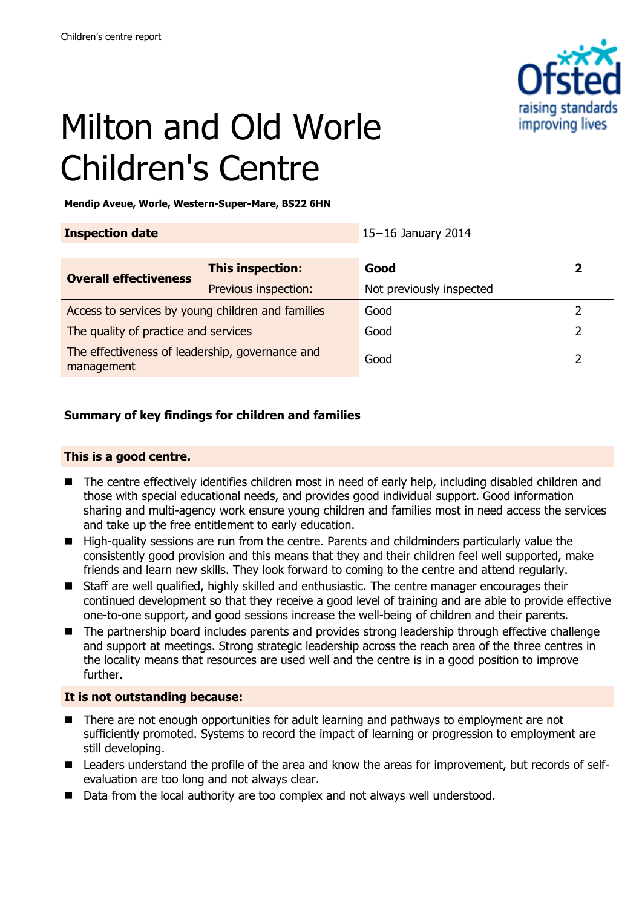Children's centre report

# Milton and Old Worle Children's Centre

**Mendip Aveue, Worle, Western-Super-Mare, BS22 6HN**

| **Inspection date** | | 15–16 January 2014 | |
|---|---|---|---|
| **Overall effectiveness** | **This inspection:** | **Good** | **2** |
| | Previous inspection: | Not previously inspected | |
| Access to services by young children and families | | Good | 2 |
| The quality of practice and services | | Good | 2 |
| The effectiveness of leadership, governance and management | | Good | 2 |

**Summary of key findings for children and families**

**This is a good centre.**

- The centre effectively identifies children most in need of early help, including disabled children and those with special educational needs, and provides good individual support. Good information sharing and multi-agency work ensure young children and families most in need access the services and take up the free entitlement to early education.
- High-quality sessions are run from the centre. Parents and childminders particularly value the consistently good provision and this means that they and their children feel well supported, make friends and learn new skills. They look forward to coming to the centre and attend regularly.
- Staff are well qualified, highly skilled and enthusiastic. The centre manager encourages their continued development so that they receive a good level of training and are able to provide effective one-to-one support, and good sessions increase the well-being of children and their parents.
- The partnership board includes parents and provides strong leadership through effective challenge and support at meetings. Strong strategic leadership across the reach area of the three centres in the locality means that resources are used well and the centre is in a good position to improve further.

**It is not outstanding because:**

- There are not enough opportunities for adult learning and pathways to employment are not sufficiently promoted. Systems to record the impact of learning or progression to employment are still developing.
- Leaders understand the profile of the area and know the areas for improvement, but records of self-evaluation are too long and not always clear.
- Data from the local authority are too complex and not always well understood.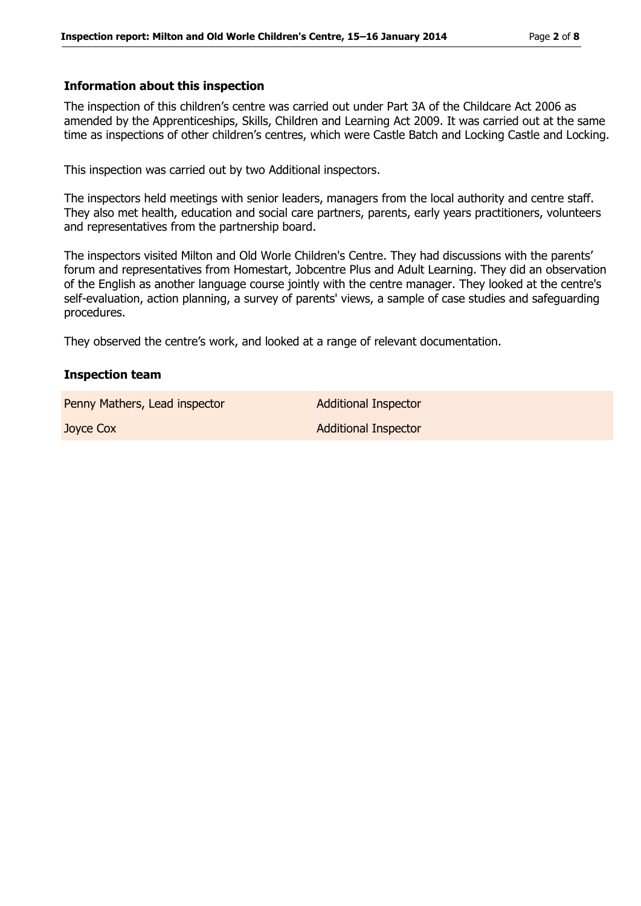### Information about this inspection

The inspection of this children's centre was carried out under Part 3A of the Childcare Act 2006 as amended by the Apprenticeships, Skills, Children and Learning Act 2009. It was carried out at the same time as inspections of other children's centres, which were Castle Batch and Locking Castle and Locking.

This inspection was carried out by two Additional inspectors.

The inspectors held meetings with senior leaders, managers from the local authority and centre staff. They also met health, education and social care partners, parents, early years practitioners, volunteers and representatives from the partnership board.

The inspectors visited Milton and Old Worle Children's Centre. They had discussions with the parents' forum and representatives from Homestart, Jobcentre Plus and Adult Learning. They did an observation of the English as another language course jointly with the centre manager. They looked at the centre's self-evaluation, action planning, a survey of parents' views, a sample of case studies and safeguarding procedures.

They observed the centre's work, and looked at a range of relevant documentation.

### Inspection team

| | |
|---|---|
| Penny Mathers, Lead inspector | Additional Inspector |
| Joyce Cox | Additional Inspector |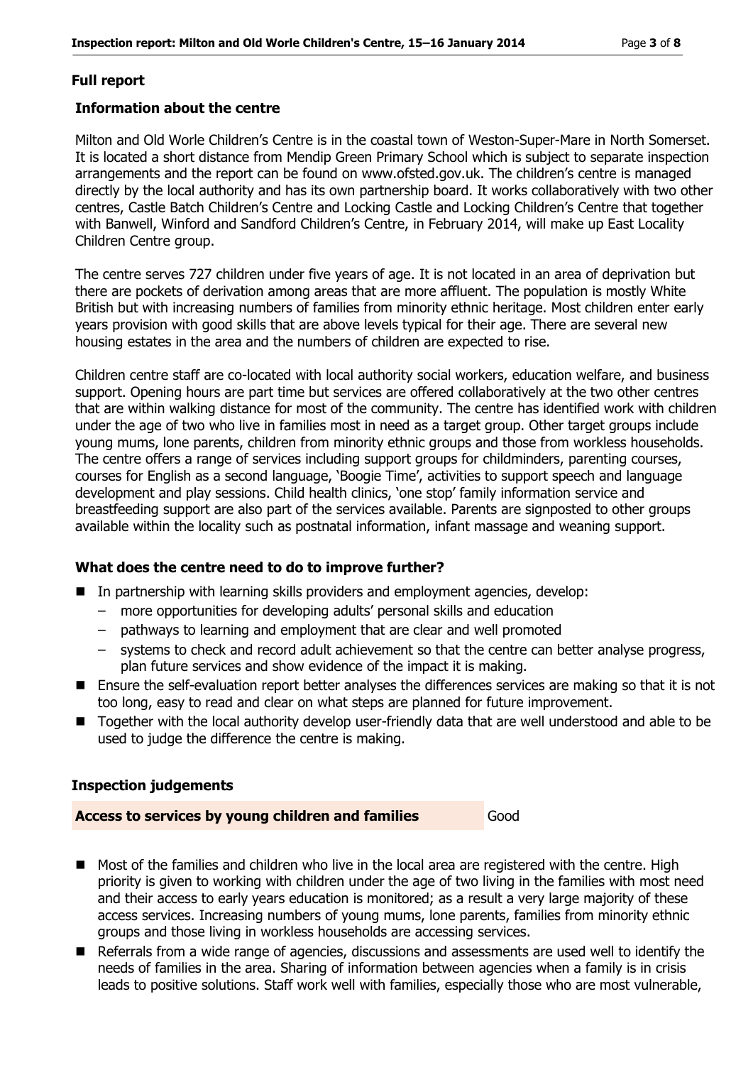## Full report

### Information about the centre

Milton and Old Worle Children's Centre is in the coastal town of Weston-Super-Mare in North Somerset. It is located a short distance from Mendip Green Primary School which is subject to separate inspection arrangements and the report can be found on www.ofsted.gov.uk. The children's centre is managed directly by the local authority and has its own partnership board. It works collaboratively with two other centres, Castle Batch Children's Centre and Locking Castle and Locking Children's Centre that together with Banwell, Winford and Sandford Children's Centre, in February 2014, will make up East Locality Children Centre group.

The centre serves 727 children under five years of age. It is not located in an area of deprivation but there are pockets of derivation among areas that are more affluent. The population is mostly White British but with increasing numbers of families from minority ethnic heritage. Most children enter early years provision with good skills that are above levels typical for their age. There are several new housing estates in the area and the numbers of children are expected to rise.

Children centre staff are co-located with local authority social workers, education welfare, and business support. Opening hours are part time but services are offered collaboratively at the two other centres that are within walking distance for most of the community. The centre has identified work with children under the age of two who live in families most in need as a target group. Other target groups include young mums, lone parents, children from minority ethnic groups and those from workless households. The centre offers a range of services including support groups for childminders, parenting courses, courses for English as a second language, 'Boogie Time', activities to support speech and language development and play sessions. Child health clinics, 'one stop' family information service and breastfeeding support are also part of the services available. Parents are signposted to other groups available within the locality such as postnatal information, infant massage and weaning support.

### What does the centre need to do to improve further?

- In partnership with learning skills providers and employment agencies, develop:
  - more opportunities for developing adults' personal skills and education
  - pathways to learning and employment that are clear and well promoted
  - systems to check and record adult achievement so that the centre can better analyse progress, plan future services and show evidence of the impact it is making.
- Ensure the self-evaluation report better analyses the differences services are making so that it is not too long, easy to read and clear on what steps are planned for future improvement.
- Together with the local authority develop user-friendly data that are well understood and able to be used to judge the difference the centre is making.

### Inspection judgements

| Access to services by young children and families | Good |
|---|---|

- Most of the families and children who live in the local area are registered with the centre. High priority is given to working with children under the age of two living in the families with most need and their access to early years education is monitored; as a result a very large majority of these access services. Increasing numbers of young mums, lone parents, families from minority ethnic groups and those living in workless households are accessing services.
- Referrals from a wide range of agencies, discussions and assessments are used well to identify the needs of families in the area. Sharing of information between agencies when a family is in crisis leads to positive solutions. Staff work well with families, especially those who are most vulnerable,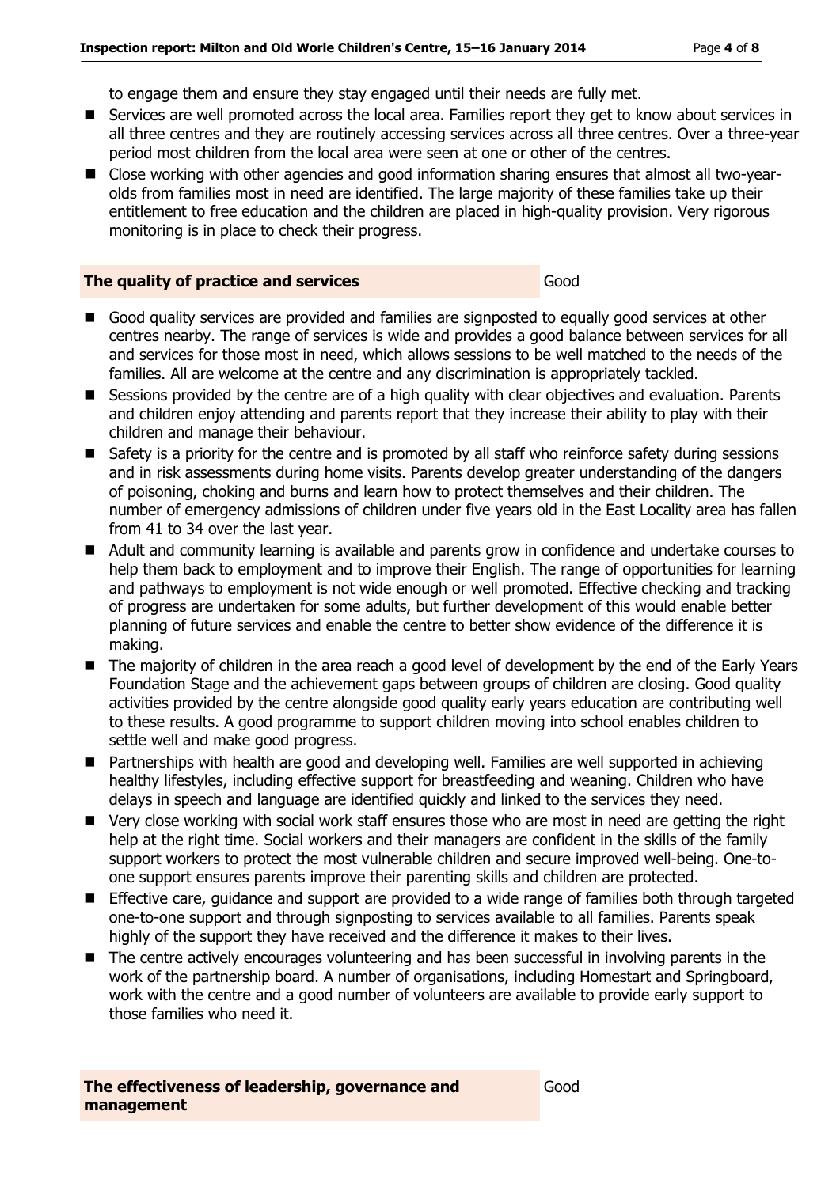to engage them and ensure they stay engaged until their needs are fully met.

- Services are well promoted across the local area. Families report they get to know about services in all three centres and they are routinely accessing services across all three centres. Over a three-year period most children from the local area were seen at one or other of the centres.
- Close working with other agencies and good information sharing ensures that almost all two-year-olds from families most in need are identified. The large majority of these families take up their entitlement to free education and the children are placed in high-quality provision. Very rigorous monitoring is in place to check their progress.

| **The quality of practice and services** | Good |
| --- | --- |

- Good quality services are provided and families are signposted to equally good services at other centres nearby. The range of services is wide and provides a good balance between services for all and services for those most in need, which allows sessions to be well matched to the needs of the families. All are welcome at the centre and any discrimination is appropriately tackled.
- Sessions provided by the centre are of a high quality with clear objectives and evaluation. Parents and children enjoy attending and parents report that they increase their ability to play with their children and manage their behaviour.
- Safety is a priority for the centre and is promoted by all staff who reinforce safety during sessions and in risk assessments during home visits. Parents develop greater understanding of the dangers of poisoning, choking and burns and learn how to protect themselves and their children. The number of emergency admissions of children under five years old in the East Locality area has fallen from 41 to 34 over the last year.
- Adult and community learning is available and parents grow in confidence and undertake courses to help them back to employment and to improve their English. The range of opportunities for learning and pathways to employment is not wide enough or well promoted. Effective checking and tracking of progress are undertaken for some adults, but further development of this would enable better planning of future services and enable the centre to better show evidence of the difference it is making.
- The majority of children in the area reach a good level of development by the end of the Early Years Foundation Stage and the achievement gaps between groups of children are closing. Good quality activities provided by the centre alongside good quality early years education are contributing well to these results. A good programme to support children moving into school enables children to settle well and make good progress.
- Partnerships with health are good and developing well. Families are well supported in achieving healthy lifestyles, including effective support for breastfeeding and weaning. Children who have delays in speech and language are identified quickly and linked to the services they need.
- Very close working with social work staff ensures those who are most in need are getting the right help at the right time. Social workers and their managers are confident in the skills of the family support workers to protect the most vulnerable children and secure improved well-being. One-to-one support ensures parents improve their parenting skills and children are protected.
- Effective care, guidance and support are provided to a wide range of families both through targeted one-to-one support and through signposting to services available to all families. Parents speak highly of the support they have received and the difference it makes to their lives.
- The centre actively encourages volunteering and has been successful in involving parents in the work of the partnership board. A number of organisations, including Homestart and Springboard, work with the centre and a good number of volunteers are available to provide early support to those families who need it.

| **The effectiveness of leadership, governance and management** | Good |
| --- | --- |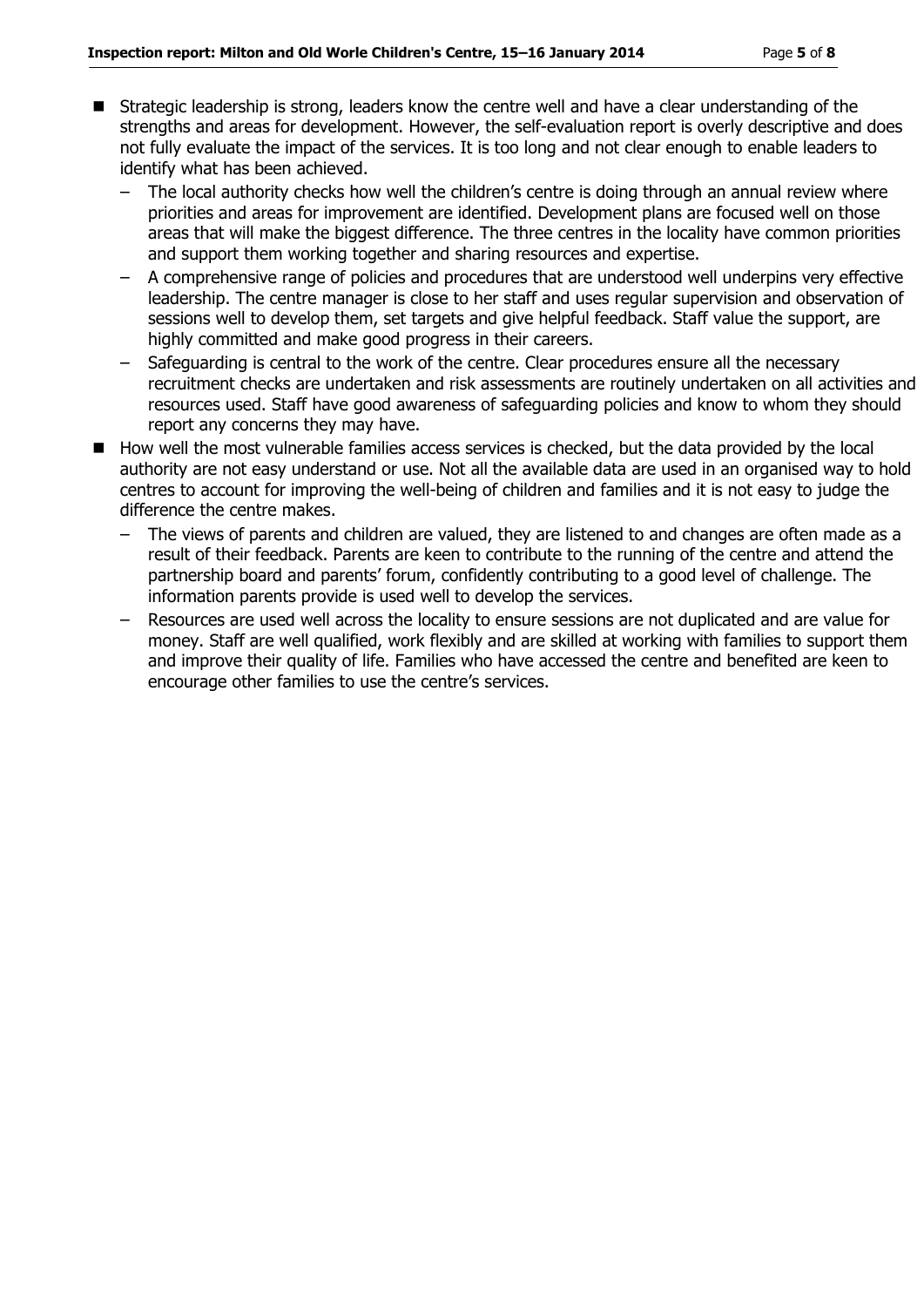- Strategic leadership is strong, leaders know the centre well and have a clear understanding of the strengths and areas for development. However, the self-evaluation report is overly descriptive and does not fully evaluate the impact of the services. It is too long and not clear enough to enable leaders to identify what has been achieved.
  - The local authority checks how well the children's centre is doing through an annual review where priorities and areas for improvement are identified. Development plans are focused well on those areas that will make the biggest difference. The three centres in the locality have common priorities and support them working together and sharing resources and expertise.
  - A comprehensive range of policies and procedures that are understood well underpins very effective leadership. The centre manager is close to her staff and uses regular supervision and observation of sessions well to develop them, set targets and give helpful feedback. Staff value the support, are highly committed and make good progress in their careers.
  - Safeguarding is central to the work of the centre. Clear procedures ensure all the necessary recruitment checks are undertaken and risk assessments are routinely undertaken on all activities and resources used. Staff have good awareness of safeguarding policies and know to whom they should report any concerns they may have.
- How well the most vulnerable families access services is checked, but the data provided by the local authority are not easy understand or use. Not all the available data are used in an organised way to hold centres to account for improving the well-being of children and families and it is not easy to judge the difference the centre makes.
  - The views of parents and children are valued, they are listened to and changes are often made as a result of their feedback. Parents are keen to contribute to the running of the centre and attend the partnership board and parents' forum, confidently contributing to a good level of challenge. The information parents provide is used well to develop the services.
  - Resources are used well across the locality to ensure sessions are not duplicated and are value for money. Staff are well qualified, work flexibly and are skilled at working with families to support them and improve their quality of life. Families who have accessed the centre and benefited are keen to encourage other families to use the centre's services.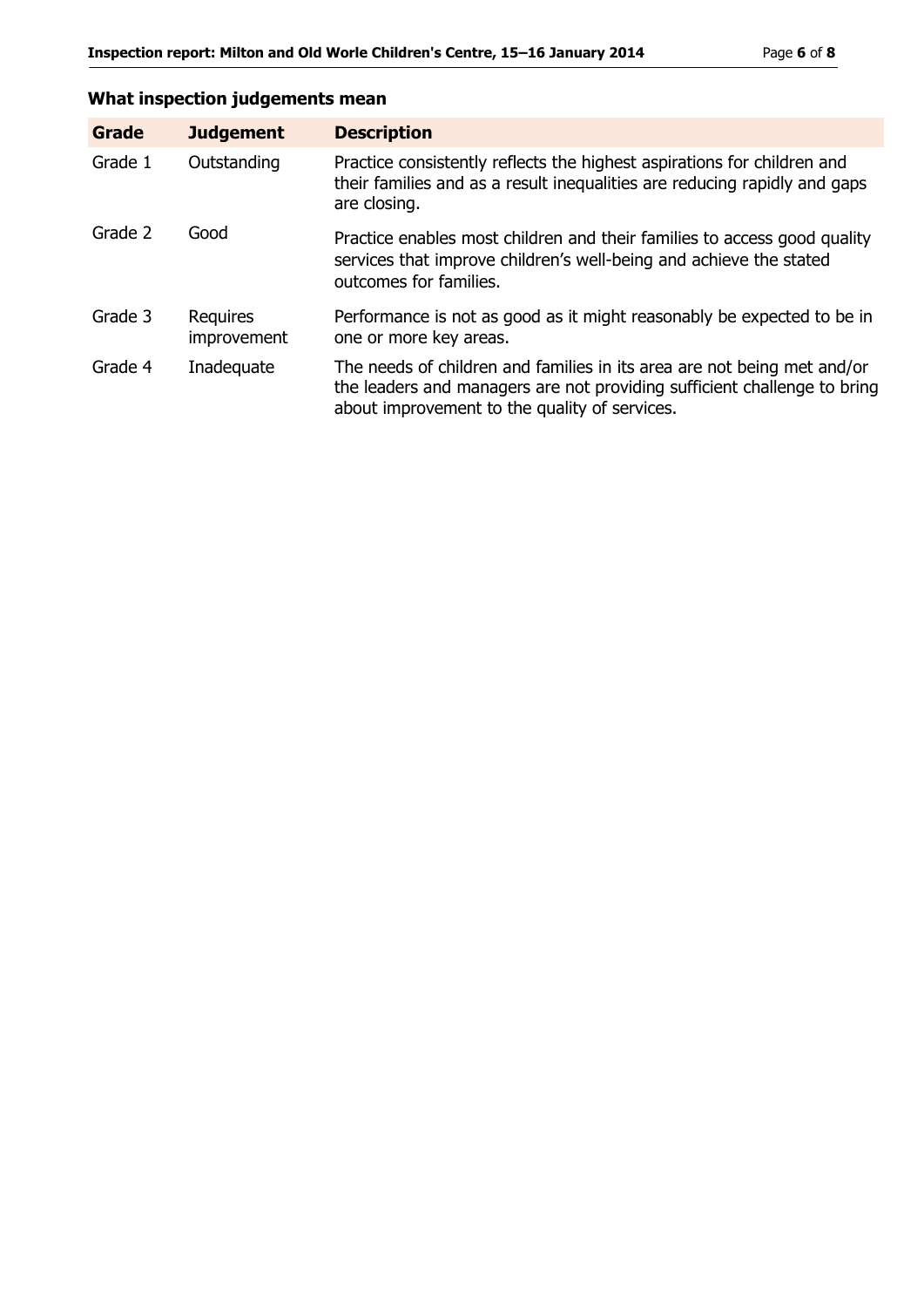## What inspection judgements mean

| Grade | Judgement | Description |
|---|---|---|
| Grade 1 | Outstanding | Practice consistently reflects the highest aspirations for children and their families and as a result inequalities are reducing rapidly and gaps are closing. |
| Grade 2 | Good | Practice enables most children and their families to access good quality services that improve children's well-being and achieve the stated outcomes for families. |
| Grade 3 | Requires improvement | Performance is not as good as it might reasonably be expected to be in one or more key areas. |
| Grade 4 | Inadequate | The needs of children and families in its area are not being met and/or the leaders and managers are not providing sufficient challenge to bring about improvement to the quality of services. |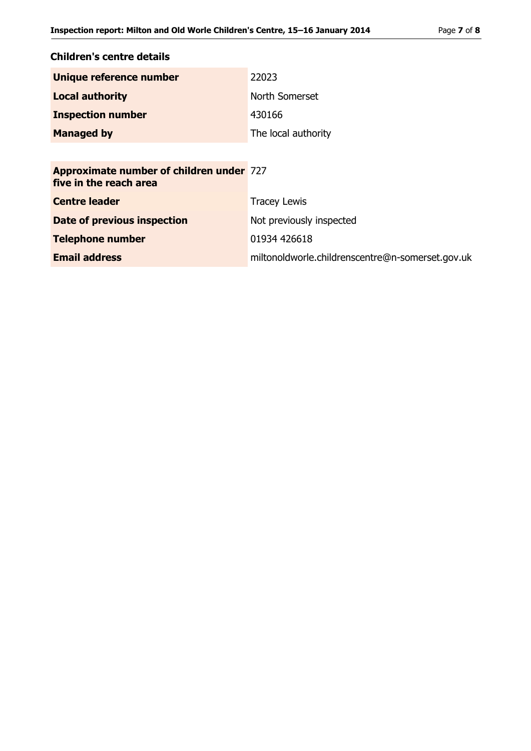## Children's centre details

| | |
|---|---|
| **Unique reference number** | 22023 |
| **Local authority** | North Somerset |
| **Inspection number** | 430166 |
| **Managed by** | The local authority |

| | |
|---|---|
| **Approximate number of children under five in the reach area** | 727 |
| **Centre leader** | Tracey Lewis |
| **Date of previous inspection** | Not previously inspected |
| **Telephone number** | 01934 426618 |
| **Email address** | miltonoldworle.childrenscentre@n-somerset.gov.uk |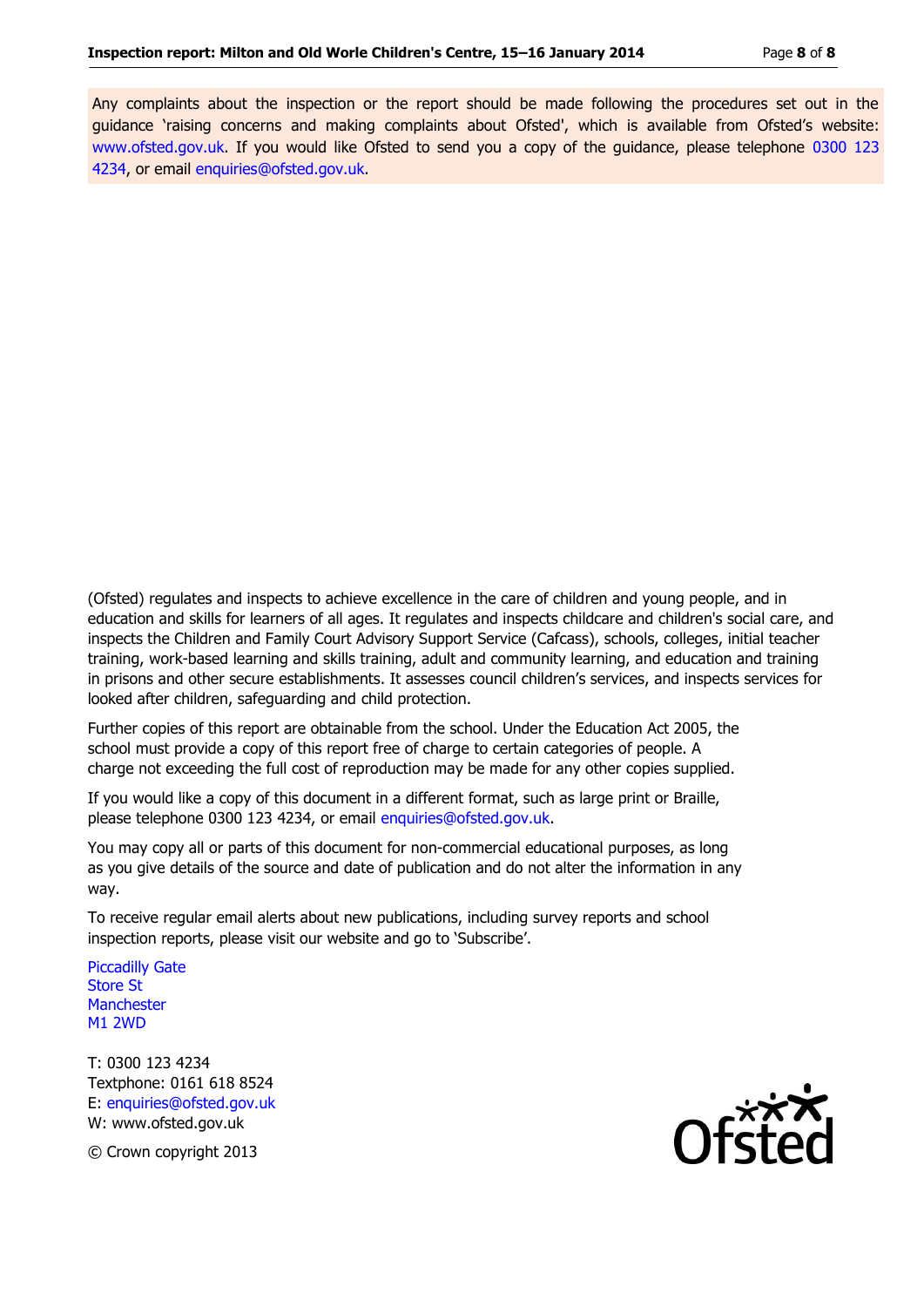Any complaints about the inspection or the report should be made following the procedures set out in the guidance 'raising concerns and making complaints about Ofsted', which is available from Ofsted's website: www.ofsted.gov.uk. If you would like Ofsted to send you a copy of the guidance, please telephone 0300 123 4234, or email enquiries@ofsted.gov.uk.

(Ofsted) regulates and inspects to achieve excellence in the care of children and young people, and in education and skills for learners of all ages. It regulates and inspects childcare and children's social care, and inspects the Children and Family Court Advisory Support Service (Cafcass), schools, colleges, initial teacher training, work-based learning and skills training, adult and community learning, and education and training in prisons and other secure establishments. It assesses council children's services, and inspects services for looked after children, safeguarding and child protection.

Further copies of this report are obtainable from the school. Under the Education Act 2005, the school must provide a copy of this report free of charge to certain categories of people. A charge not exceeding the full cost of reproduction may be made for any other copies supplied.

If you would like a copy of this document in a different format, such as large print or Braille, please telephone 0300 123 4234, or email enquiries@ofsted.gov.uk.

You may copy all or parts of this document for non-commercial educational purposes, as long as you give details of the source and date of publication and do not alter the information in any way.

To receive regular email alerts about new publications, including survey reports and school inspection reports, please visit our website and go to 'Subscribe'.

Piccadilly Gate  
Store St  
Manchester  
M1 2WD

T: 0300 123 4234  
Textphone: 0161 618 8524  
E: enquiries@ofsted.gov.uk  
W: www.ofsted.gov.uk

© Crown copyright 2013

Ofsted